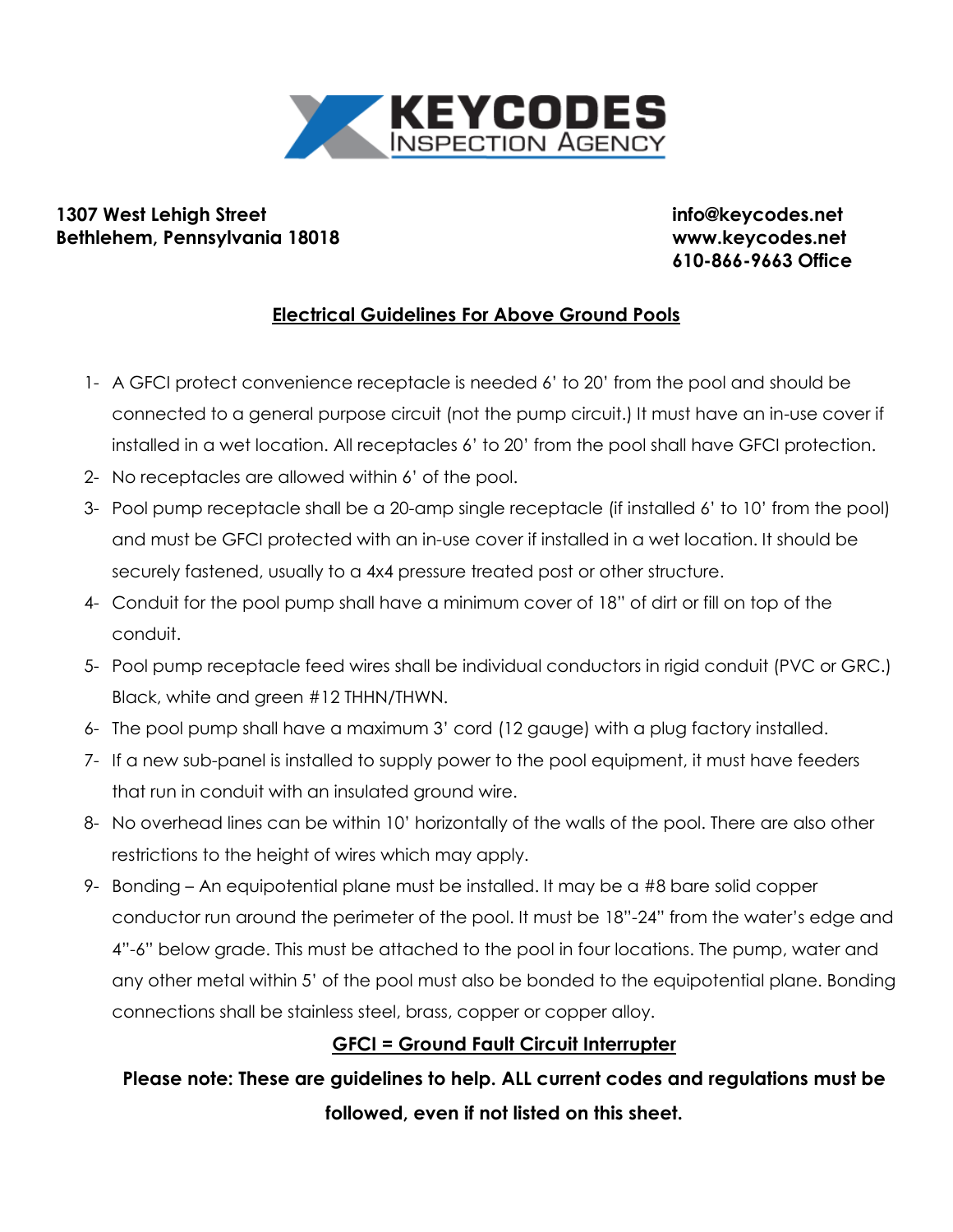# KEYCODES
## INSPECTION AGENCY

**1307 West Lehigh Street**
**Bethlehem, Pennsylvania 18018**

**info@keycodes.net**
**www.keycodes.net**
**610-866-9663 Office**

## Electrical Guidelines For Above Ground Pools

1- A GFCI protect convenience receptacle is needed 6' to 20' from the pool and should be connected to a general purpose circuit (not the pump circuit.) It must have an in-use cover if installed in a wet location. All receptacles 6' to 20' from the pool shall have GFCI protection.

2- No receptacles are allowed within 6' of the pool.

3- Pool pump receptacle shall be a 20-amp single receptacle (if installed 6' to 10' from the pool) and must be GFCI protected with an in-use cover if installed in a wet location. It should be securely fastened, usually to a 4x4 pressure treated post or other structure.

4- Conduit for the pool pump shall have a minimum cover of 18" of dirt or fill on top of the conduit.

5- Pool pump receptacle feed wires shall be individual conductors in rigid conduit (PVC or GRC.) Black, white and green #12 THHN/THWN.

6- The pool pump shall have a maximum 3' cord (12 gauge) with a plug factory installed.

7- If a new sub-panel is installed to supply power to the pool equipment, it must have feeders that run in conduit with an insulated ground wire.

8- No overhead lines can be within 10' horizontally of the walls of the pool. There are also other restrictions to the height of wires which may apply.

9- Bonding – An equipotential plane must be installed. It may be a #8 bare solid copper conductor run around the perimeter of the pool. It must be 18"-24" from the water's edge and 4"-6" below grade. This must be attached to the pool in four locations. The pump, water and any other metal within 5' of the pool must also be bonded to the equipotential plane. Bonding connections shall be stainless steel, brass, copper or copper alloy.

**GFCI = Ground Fault Circuit Interrupter**

**Please note: These are guidelines to help. ALL current codes and regulations must be followed, even if not listed on this sheet.**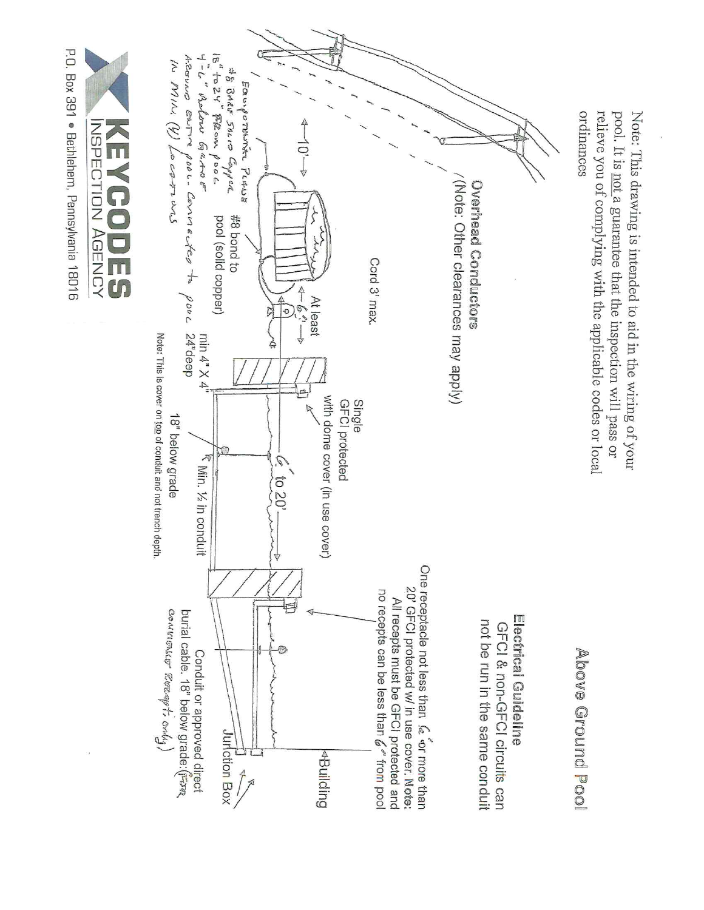# Above Ground Pool

Note: This drawing is intended to aid in the wiring of your pool. It is not a guarantee that the inspection will pass or relieve you of complying with the applicable codes or local ordinances

**Electrical Guideline**
GFCI & non-GFCI circuits can not be run in the same conduit

Overhead Conductors
(Note: Other clearances may apply)

Cord 3' max.

At least 6'

10'

Equipotential Plane
#8 bare solid copper
18" to 24" from pool
4"-6" below grade
around entire pool - connected to pool
in min (4) locations

#8 bond to pool (solid copper)

min 4" X 4" 24" deep

Single GFCI protected with dome cover (in use cover)

6' to 20'

Min. ½ in conduit

18" below grade

Note: This is cover on top of conduit and not trench depth.

One receptacle not less than 6' or more than 20' GFCI protected w/ in use cover. Note: All recepts must be GFCI protected and no recepts can be less than 6' from pool

Building

Junction Box

Conduit or approved direct burial cable. 18" below grade: (for convenience recepts only)

**KEYCODES INSPECTION AGENCY**

P.O. Box 391 • Bethlehem, Pennsylvania 18016